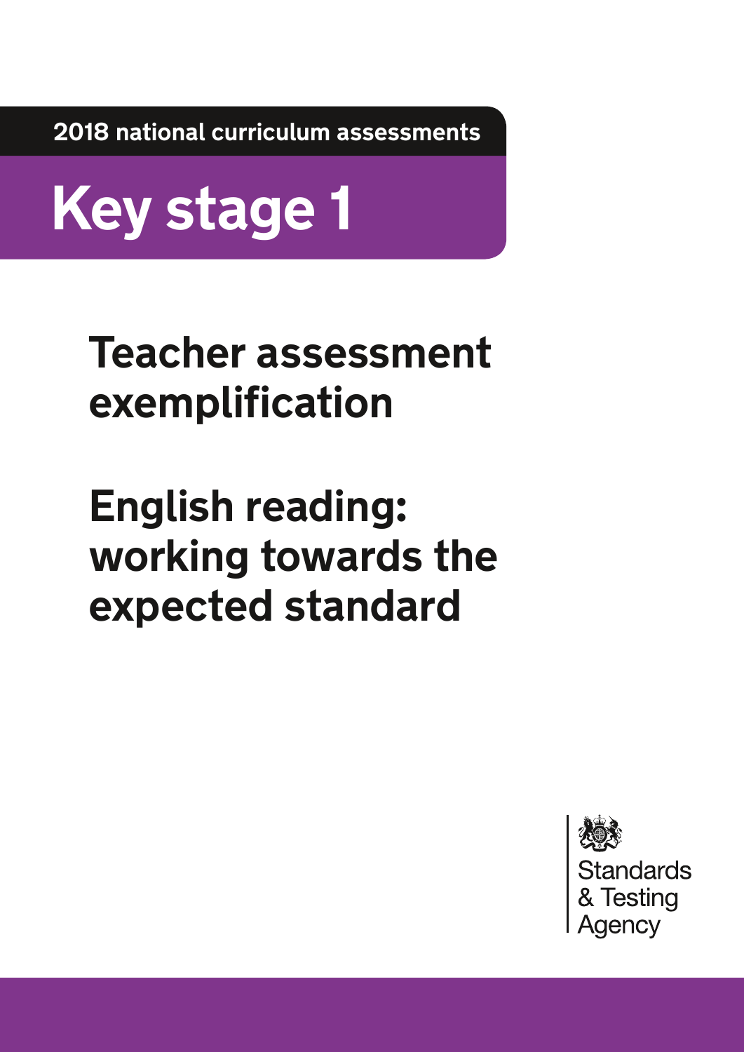2018 national curriculum assessments

# Key stage 1

## Teacher assessment exemplification

## English reading: working towards the expected standard

Standards & Testing Agency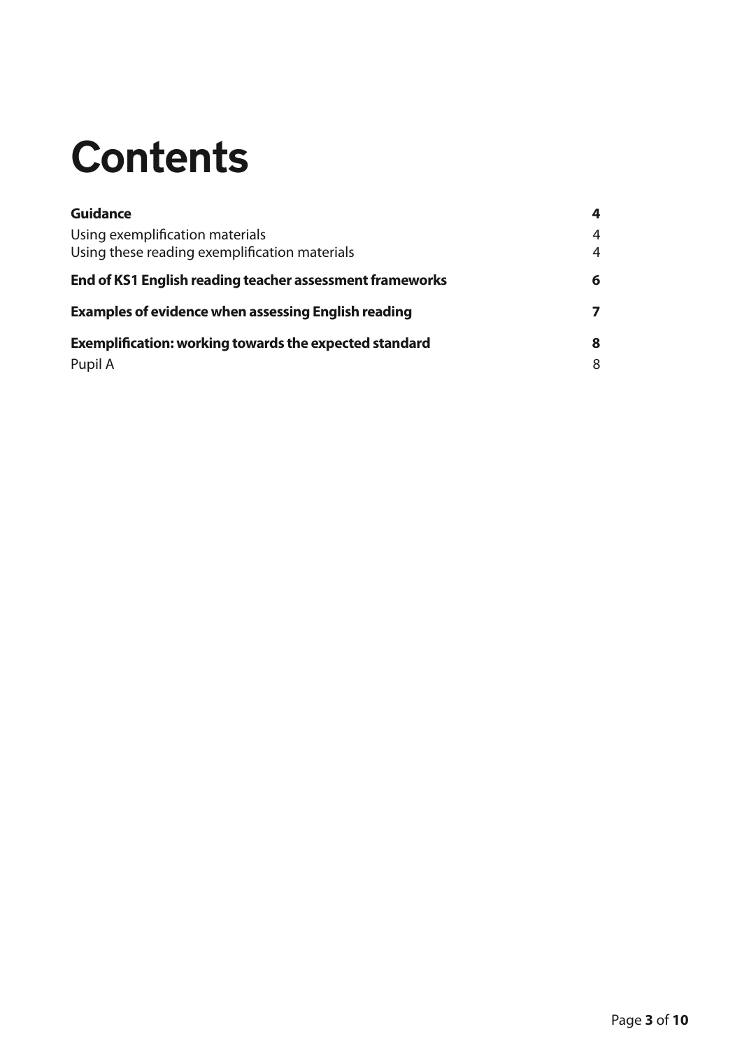# Contents

**Guidance** **4**

Using exemplification materials 4

Using these reading exemplification materials 4

**End of KS1 English reading teacher assessment frameworks** **6**

**Examples of evidence when assessing English reading** **7**

**Exemplification: working towards the expected standard** **8**

Pupil A 8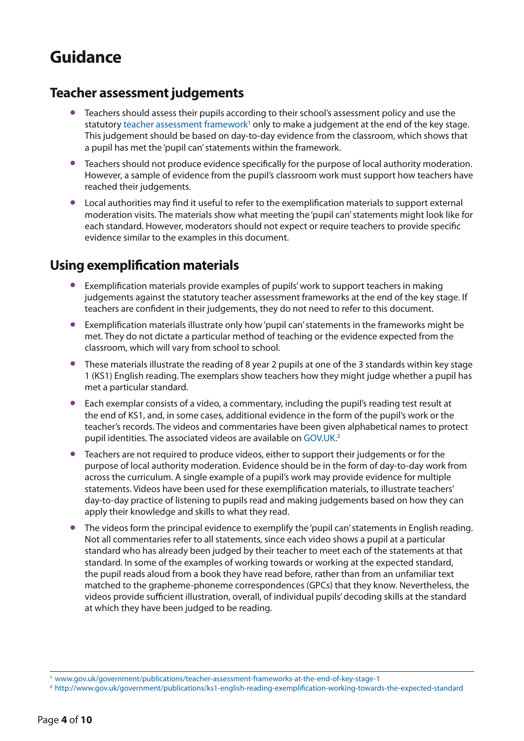# Guidance

## Teacher assessment judgements

- Teachers should assess their pupils according to their school's assessment policy and use the statutory teacher assessment framework[1] only to make a judgement at the end of the key stage. This judgement should be based on day-to-day evidence from the classroom, which shows that a pupil has met the 'pupil can' statements within the framework.
- Teachers should not produce evidence specifically for the purpose of local authority moderation. However, a sample of evidence from the pupil's classroom work must support how teachers have reached their judgements.
- Local authorities may find it useful to refer to the exemplification materials to support external moderation visits. The materials show what meeting the 'pupil can' statements might look like for each standard. However, moderators should not expect or require teachers to provide specific evidence similar to the examples in this document.

## Using exemplification materials

- Exemplification materials provide examples of pupils' work to support teachers in making judgements against the statutory teacher assessment frameworks at the end of the key stage. If teachers are confident in their judgements, they do not need to refer to this document.
- Exemplification materials illustrate only how 'pupil can' statements in the frameworks might be met. They do not dictate a particular method of teaching or the evidence expected from the classroom, which will vary from school to school.
- These materials illustrate the reading of 8 year 2 pupils at one of the 3 standards within key stage 1 (KS1) English reading. The exemplars show teachers how they might judge whether a pupil has met a particular standard.
- Each exemplar consists of a video, a commentary, including the pupil's reading test result at the end of KS1, and, in some cases, additional evidence in the form of the pupil's work or the teacher's records. The videos and commentaries have been given alphabetical names to protect pupil identities. The associated videos are available on GOV.UK.[2]
- Teachers are not required to produce videos, either to support their judgements or for the purpose of local authority moderation. Evidence should be in the form of day-to-day work from across the curriculum. A single example of a pupil's work may provide evidence for multiple statements. Videos have been used for these exemplification materials, to illustrate teachers' day-to-day practice of listening to pupils read and making judgements based on how they can apply their knowledge and skills to what they read.
- The videos form the principal evidence to exemplify the 'pupil can' statements in English reading. Not all commentaries refer to all statements, since each video shows a pupil at a particular standard who has already been judged by their teacher to meet each of the statements at that standard. In some of the examples of working towards or working at the expected standard, the pupil reads aloud from a book they have read before, rather than from an unfamiliar text matched to the grapheme-phoneme correspondences (GPCs) that they know. Nevertheless, the videos provide sufficient illustration, overall, of individual pupils' decoding skills at the standard at which they have been judged to be reading.

---

[1] www.gov.uk/government/publications/teacher-assessment-frameworks-at-the-end-of-key-stage-1

[2] http://www.gov.uk/government/publications/ks1-english-reading-exemplification-working-towards-the-expected-standard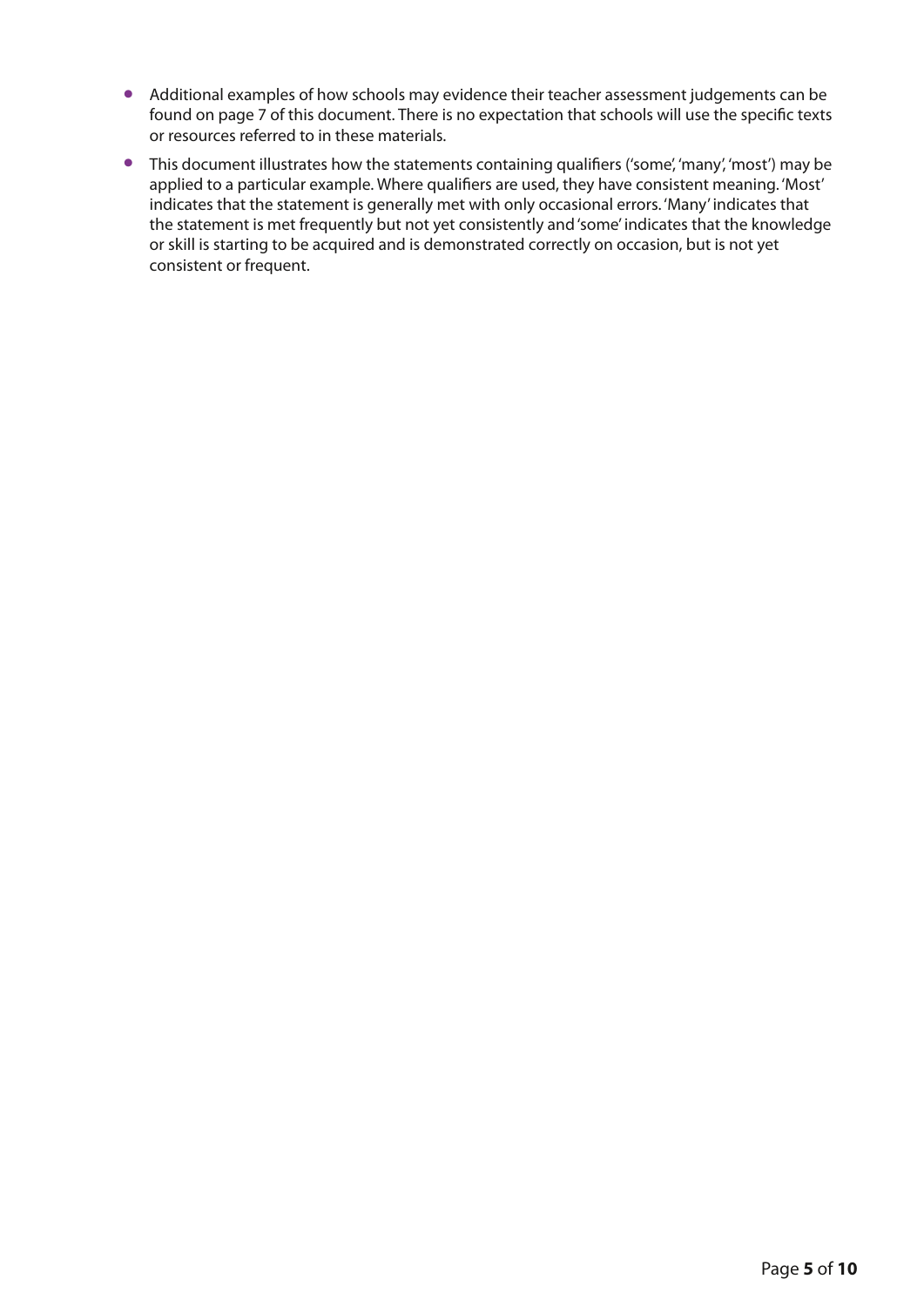- Additional examples of how schools may evidence their teacher assessment judgements can be found on page 7 of this document. There is no expectation that schools will use the specific texts or resources referred to in these materials.
- This document illustrates how the statements containing qualifiers ('some', 'many', 'most') may be applied to a particular example. Where qualifiers are used, they have consistent meaning. 'Most' indicates that the statement is generally met with only occasional errors. 'Many' indicates that the statement is met frequently but not yet consistently and 'some' indicates that the knowledge or skill is starting to be acquired and is demonstrated correctly on occasion, but is not yet consistent or frequent.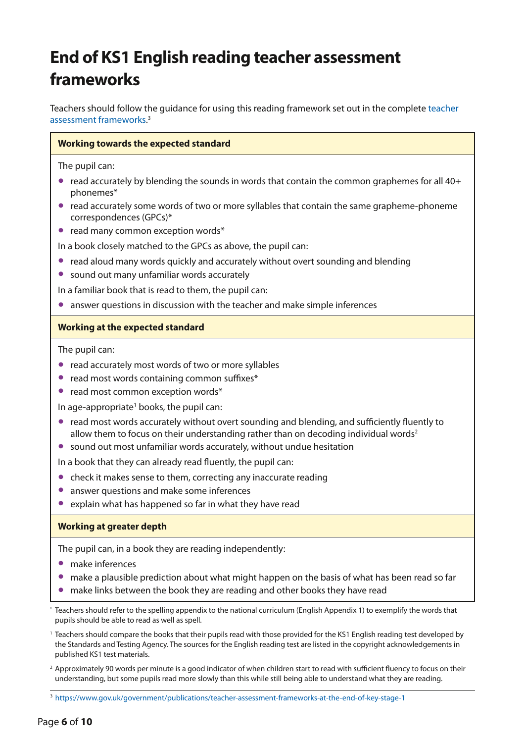# End of KS1 English reading teacher assessment frameworks

Teachers should follow the guidance for using this reading framework set out in the complete teacher assessment frameworks.[3]

**Working towards the expected standard**

The pupil can:

- read accurately by blending the sounds in words that contain the common graphemes for all 40+ phonemes*
- read accurately some words of two or more syllables that contain the same grapheme-phoneme correspondences (GPCs)*
- read many common exception words*

In a book closely matched to the GPCs as above, the pupil can:

- read aloud many words quickly and accurately without overt sounding and blending
- sound out many unfamiliar words accurately

In a familiar book that is read to them, the pupil can:

- answer questions in discussion with the teacher and make simple inferences

**Working at the expected standard**

The pupil can:

- read accurately most words of two or more syllables
- read most words containing common suffixes*
- read most common exception words*

In age-appropriate[1] books, the pupil can:

- read most words accurately without overt sounding and blending, and sufficiently fluently to allow them to focus on their understanding rather than on decoding individual words[2]
- sound out most unfamiliar words accurately, without undue hesitation

In a book that they can already read fluently, the pupil can:

- check it makes sense to them, correcting any inaccurate reading
- answer questions and make some inferences
- explain what has happened so far in what they have read

**Working at greater depth**

The pupil can, in a book they are reading independently:

- make inferences
- make a plausible prediction about what might happen on the basis of what has been read so far
- make links between the book they are reading and other books they have read

* Teachers should refer to the spelling appendix to the national curriculum (English Appendix 1) to exemplify the words that pupils should be able to read as well as spell.

[1] Teachers should compare the books that their pupils read with those provided for the KS1 English reading test developed by the Standards and Testing Agency. The sources for the English reading test are listed in the copyright acknowledgements in published KS1 test materials.

[2] Approximately 90 words per minute is a good indicator of when children start to read with sufficient fluency to focus on their understanding, but some pupils read more slowly than this while still being able to understand what they are reading.

[3] https://www.gov.uk/government/publications/teacher-assessment-frameworks-at-the-end-of-key-stage-1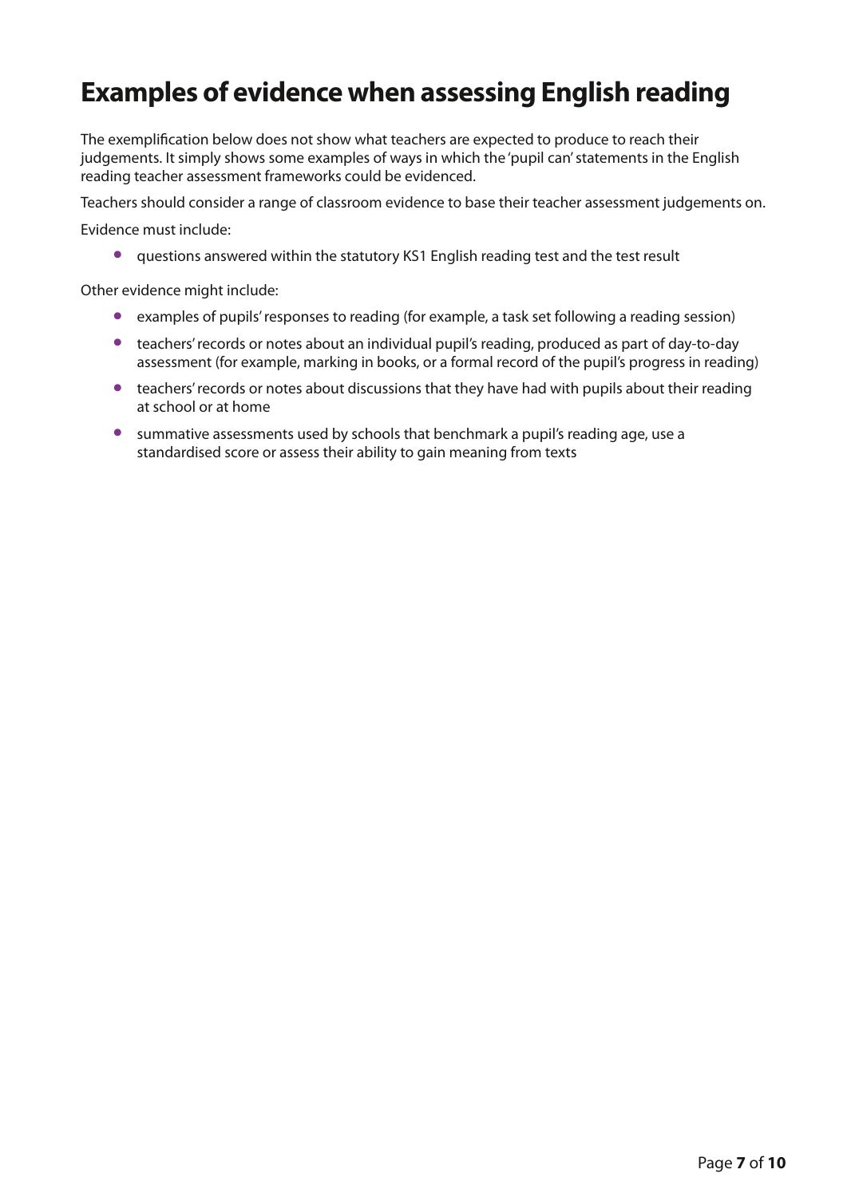# Examples of evidence when assessing English reading

The exemplification below does not show what teachers are expected to produce to reach their judgements. It simply shows some examples of ways in which the 'pupil can' statements in the English reading teacher assessment frameworks could be evidenced.

Teachers should consider a range of classroom evidence to base their teacher assessment judgements on.

Evidence must include:

- questions answered within the statutory KS1 English reading test and the test result

Other evidence might include:

- examples of pupils' responses to reading (for example, a task set following a reading session)
- teachers' records or notes about an individual pupil's reading, produced as part of day-to-day assessment (for example, marking in books, or a formal record of the pupil's progress in reading)
- teachers' records or notes about discussions that they have had with pupils about their reading at school or at home
- summative assessments used by schools that benchmark a pupil's reading age, use a standardised score or assess their ability to gain meaning from texts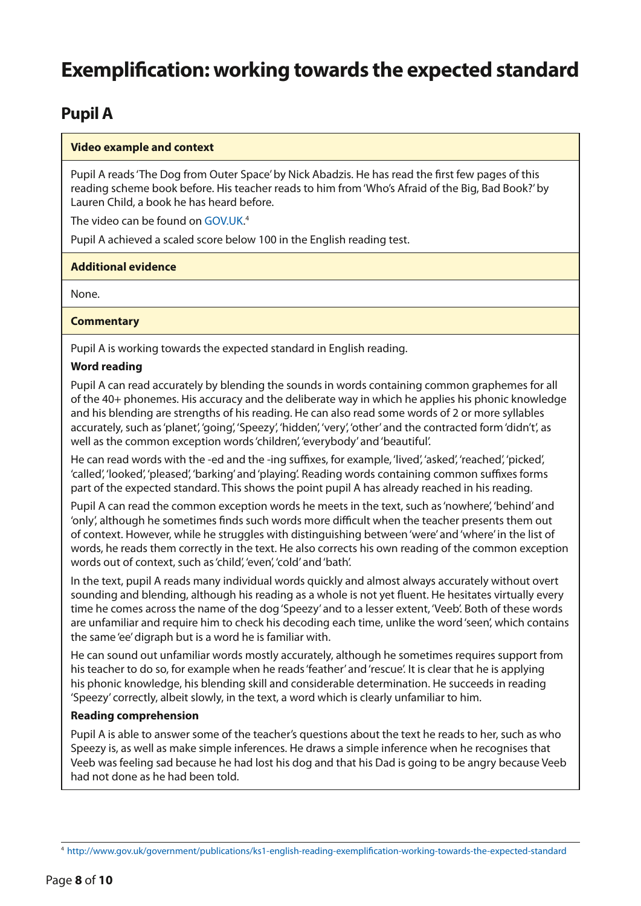# Exemplification: working towards the expected standard

## Pupil A

**Video example and context**

Pupil A reads 'The Dog from Outer Space' by Nick Abadzis. He has read the first few pages of this reading scheme book before. His teacher reads to him from 'Who's Afraid of the Big, Bad Book?' by Lauren Child, a book he has heard before.

The video can be found on GOV.UK.[4]

Pupil A achieved a scaled score below 100 in the English reading test.

**Additional evidence**

None.

**Commentary**

Pupil A is working towards the expected standard in English reading.

**Word reading**

Pupil A can read accurately by blending the sounds in words containing common graphemes for all of the 40+ phonemes. His accuracy and the deliberate way in which he applies his phonic knowledge and his blending are strengths of his reading. He can also read some words of 2 or more syllables accurately, such as 'planet', 'going', 'Speezy', 'hidden', 'very', 'other' and the contracted form 'didn't', as well as the common exception words 'children', 'everybody' and 'beautiful'.

He can read words with the -ed and the -ing suffixes, for example, 'lived', 'asked', 'reached', 'picked', 'called', 'looked', 'pleased', 'barking' and 'playing'. Reading words containing common suffixes forms part of the expected standard. This shows the point pupil A has already reached in his reading.

Pupil A can read the common exception words he meets in the text, such as 'nowhere', 'behind' and 'only', although he sometimes finds such words more difficult when the teacher presents them out of context. However, while he struggles with distinguishing between 'were' and 'where' in the list of words, he reads them correctly in the text. He also corrects his own reading of the common exception words out of context, such as 'child', 'even', 'cold' and 'bath'.

In the text, pupil A reads many individual words quickly and almost always accurately without overt sounding and blending, although his reading as a whole is not yet fluent. He hesitates virtually every time he comes across the name of the dog 'Speezy' and to a lesser extent, 'Veeb'. Both of these words are unfamiliar and require him to check his decoding each time, unlike the word 'seen', which contains the same 'ee' digraph but is a word he is familiar with.

He can sound out unfamiliar words mostly accurately, although he sometimes requires support from his teacher to do so, for example when he reads 'feather' and 'rescue'. It is clear that he is applying his phonic knowledge, his blending skill and considerable determination. He succeeds in reading 'Speezy' correctly, albeit slowly, in the text, a word which is clearly unfamiliar to him.

**Reading comprehension**

Pupil A is able to answer some of the teacher's questions about the text he reads to her, such as who Speezy is, as well as make simple inferences. He draws a simple inference when he recognises that Veeb was feeling sad because he had lost his dog and that his Dad is going to be angry because Veeb had not done as he had been told.

[4] http://www.gov.uk/government/publications/ks1-english-reading-exemplification-working-towards-the-expected-standard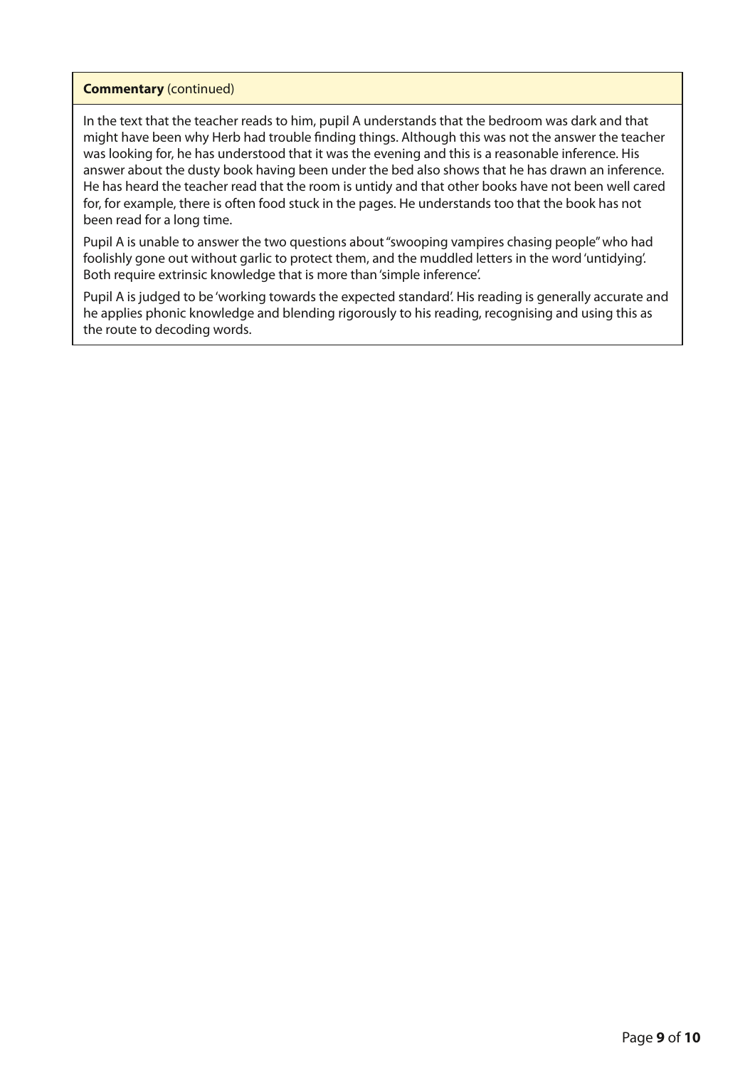**Commentary** (continued)

In the text that the teacher reads to him, pupil A understands that the bedroom was dark and that might have been why Herb had trouble finding things. Although this was not the answer the teacher was looking for, he has understood that it was the evening and this is a reasonable inference. His answer about the dusty book having been under the bed also shows that he has drawn an inference. He has heard the teacher read that the room is untidy and that other books have not been well cared for, for example, there is often food stuck in the pages. He understands too that the book has not been read for a long time.

Pupil A is unable to answer the two questions about "swooping vampires chasing people" who had foolishly gone out without garlic to protect them, and the muddled letters in the word 'untidying'. Both require extrinsic knowledge that is more than 'simple inference'.

Pupil A is judged to be 'working towards the expected standard'. His reading is generally accurate and he applies phonic knowledge and blending rigorously to his reading, recognising and using this as the route to decoding words.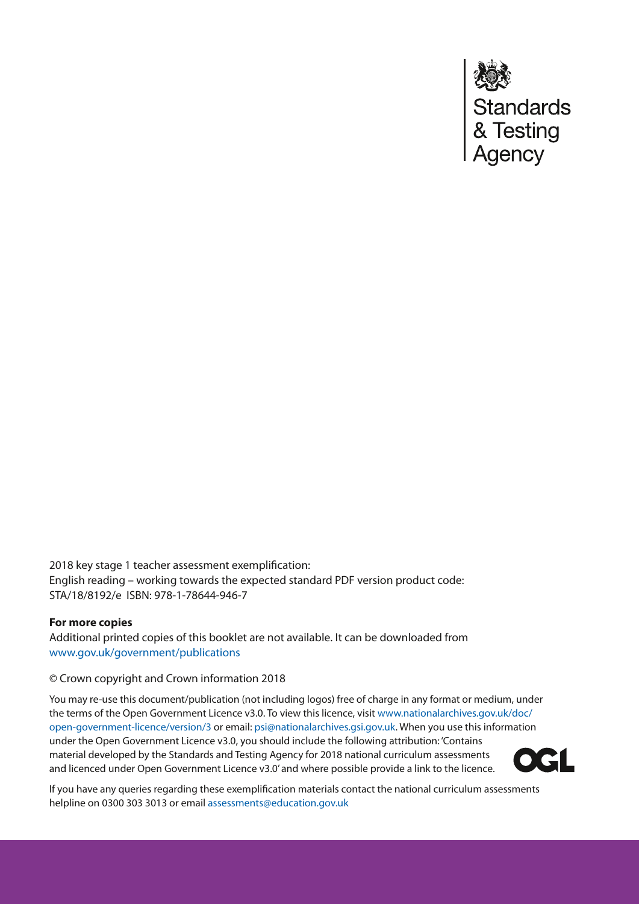Standards & Testing Agency

2018 key stage 1 teacher assessment exemplification:
English reading – working towards the expected standard PDF version product code: STA/18/8192/e ISBN: 978-1-78644-946-7

**For more copies**

Additional printed copies of this booklet are not available. It can be downloaded from www.gov.uk/government/publications

© Crown copyright and Crown information 2018

You may re-use this document/publication (not including logos) free of charge in any format or medium, under the terms of the Open Government Licence v3.0. To view this licence, visit www.nationalarchives.gov.uk/doc/open-government-licence/version/3 or email: psi@nationalarchives.gsi.gov.uk. When you use this information under the Open Government Licence v3.0, you should include the following attribution: 'Contains material developed by the Standards and Testing Agency for 2018 national curriculum assessments and licenced under Open Government Licence v3.0' and where possible provide a link to the licence.

If you have any queries regarding these exemplification materials contact the national curriculum assessments helpline on 0300 303 3013 or email assessments@education.gov.uk